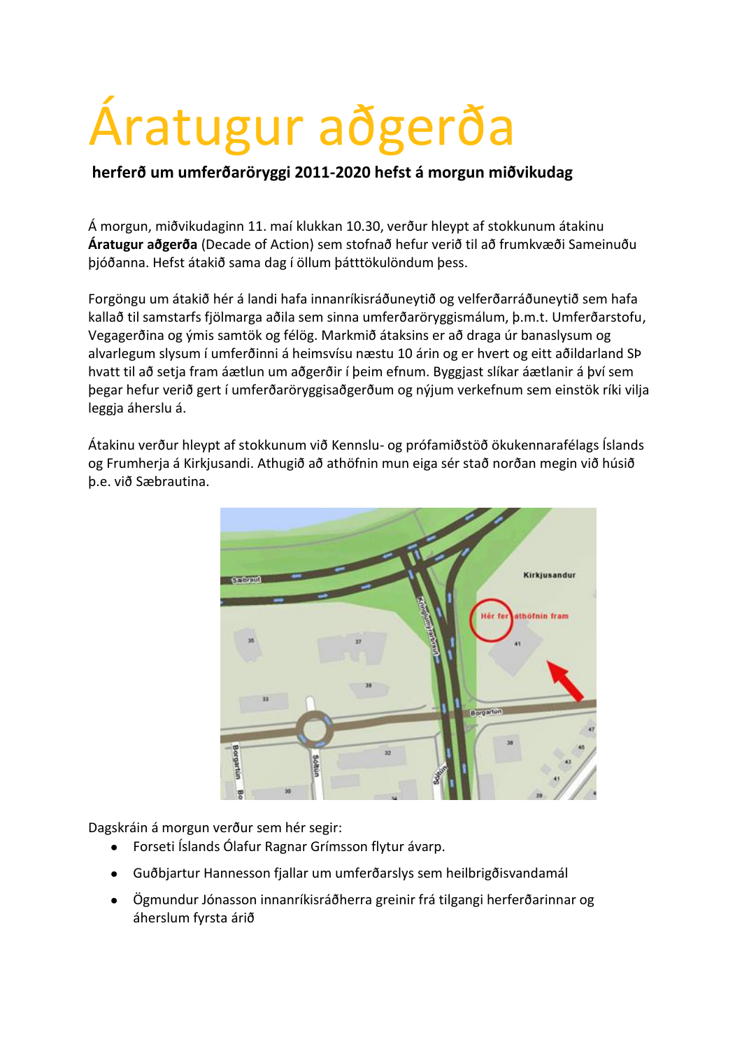# Áratugur aðgerða

**herferð um umferðaröryggi 2011-2020 hefst á morgun miðvikudag**

Á morgun, miðvikudaginn 11. maí klukkan 10.30, verður hleypt af stokkunum átakinu **Áratugur aðgerða** (Decade of Action) sem stofnað hefur verið til að frumkvæði Sameinuðu þjóðanna. Hefst átakið sama dag í öllum þátttökulöndum þess.

Forgöngu um átakið hér á landi hafa innanríkisráðuneytið og velferðarráðuneytið sem hafa kallað til samstarfs fjölmarga aðila sem sinna umferðaröryggismálum, þ.m.t. Umferðarstofu, Vegagerðina og ýmis samtök og félög. Markmið átaksins er að draga úr banaslysum og alvarlegum slysum í umferðinni á heimsvísu næstu 10 árin og er hvert og eitt aðildarland SÞ hvatt til að setja fram áætlun um aðgerðir í þeim efnum. Byggjast slíkar áætlanir á því sem þegar hefur verið gert í umferðaröryggisaðgerðum og nýjum verkefnum sem einstök ríki vilja leggja áherslu á.

Átakinu verður hleypt af stokkunum við Kennslu- og prófamiðstöð ökukennarafélags Íslands og Frumherja á Kirkjusandi. Athugið að athöfnin mun eiga sér stað norðan megin við húsið þ.e. við Sæbrautina.

Dagskráin á morgun verður sem hér segir:

- Forseti Íslands Ólafur Ragnar Grímsson flytur ávarp.
- Guðbjartur Hannesson fjallar um umferðarslys sem heilbrigðisvandamál
- Ögmundur Jónasson innanríkisráðherra greinir frá tilgangi herferðarinnar og áherslum fyrsta árið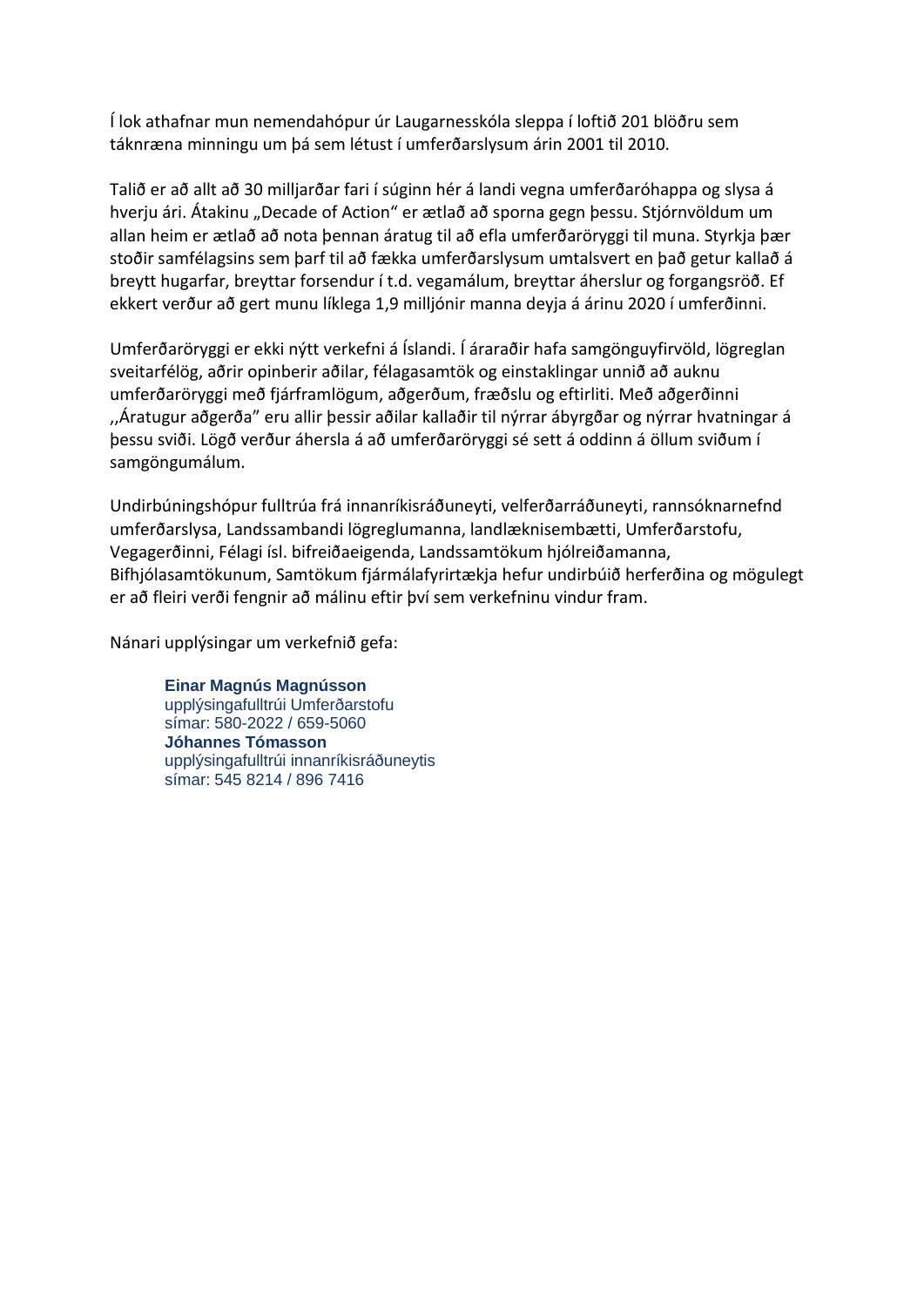Í lok athafnar mun nemendahópur úr Laugarnesskóla sleppa í loftið 201 blöðru sem táknræna minningu um þá sem létust í umferðarslysum árin 2001 til 2010.

Talið er að allt að 30 milljarðar fari í súginn hér á landi vegna umferðaróhappa og slysa á hverju ári. Átakinu „Decade of Action" er ætlað að sporna gegn þessu. Stjórnvöldum um allan heim er ætlað að nota þennan áratug til að efla umferðaröryggi til muna. Styrkja þær stoðir samfélagsins sem þarf til að fækka umferðarslysum umtalsvert en það getur kallað á breytt hugarfar, breyttar forsendur í t.d. vegamálum, breyttar áherslur og forgangsröð. Ef ekkert verður að gert munu líklega 1,9 milljónir manna deyja á árinu 2020 í umferðinni.

Umferðaröryggi er ekki nýtt verkefni á Íslandi. Í áraraðir hafa samgönguyfirvöld, lögreglan sveitarfélög, aðrir opinberir aðilar, félagasamtök og einstaklingar unnið að auknu umferðaröryggi með fjárframlögum, aðgerðum, fræðslu og eftirliti. Með aðgerðinni ,,Áratugur aðgerða" eru allir þessir aðilar kallaðir til nýrrar ábyrgðar og nýrrar hvatningar á þessu sviði. Lögð verður áhersla á að umferðaröryggi sé sett á oddinn á öllum sviðum í samgöngumálum.

Undirbúningshópur fulltrúa frá innanríkisráðuneyti, velferðarráðuneyti, rannsóknarnefnd umferðarslysa, Landssambandi lögreglumanna, landlæknisembætti, Umferðarstofu, Vegagerðinni, Félagi ísl. bifreiðaeigenda, Landssamtökum hjólreiðamanna, Bifhjólasamtökunum, Samtökum fjármálafyrirtækja hefur undirbúið herferðina og mögulegt er að fleiri verði fengnir að málinu eftir því sem verkefninu vindur fram.

Nánari upplýsingar um verkefnið gefa:

**Einar Magnús Magnússon**  
upplýsingafulltrúi Umferðarstofu  
símar: 580-2022 / 659-5060  
**Jóhannes Tómasson**  
upplýsingafulltrúi innanríkisráðuneytis  
símar: 545 8214 / 896 7416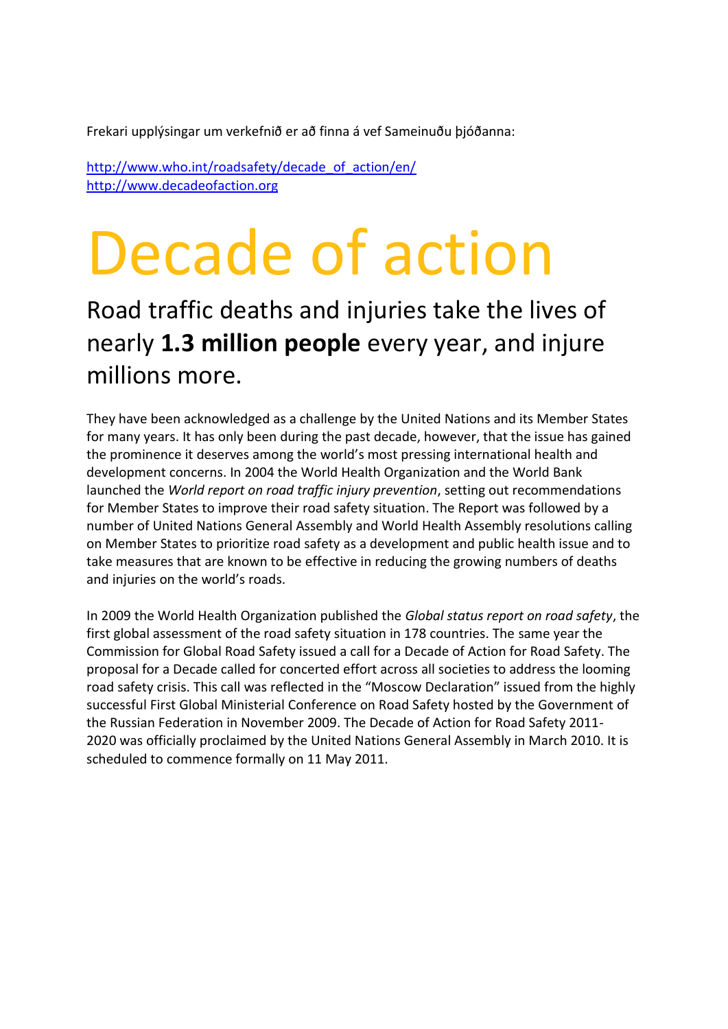Frekari upplýsingar um verkefnið er að finna á vef Sameinuðu þjóðanna:

http://www.who.int/roadsafety/decade_of_action/en/
http://www.decadeofaction.org

# Decade of action

## Road traffic deaths and injuries take the lives of nearly **1.3 million people** every year, and injure millions more.

They have been acknowledged as a challenge by the United Nations and its Member States for many years. It has only been during the past decade, however, that the issue has gained the prominence it deserves among the world's most pressing international health and development concerns. In 2004 the World Health Organization and the World Bank launched the *World report on road traffic injury prevention*, setting out recommendations for Member States to improve their road safety situation. The Report was followed by a number of United Nations General Assembly and World Health Assembly resolutions calling on Member States to prioritize road safety as a development and public health issue and to take measures that are known to be effective in reducing the growing numbers of deaths and injuries on the world's roads.

In 2009 the World Health Organization published the *Global status report on road safety*, the first global assessment of the road safety situation in 178 countries. The same year the Commission for Global Road Safety issued a call for a Decade of Action for Road Safety. The proposal for a Decade called for concerted effort across all societies to address the looming road safety crisis. This call was reflected in the "Moscow Declaration" issued from the highly successful First Global Ministerial Conference on Road Safety hosted by the Government of the Russian Federation in November 2009. The Decade of Action for Road Safety 2011-2020 was officially proclaimed by the United Nations General Assembly in March 2010. It is scheduled to commence formally on 11 May 2011.